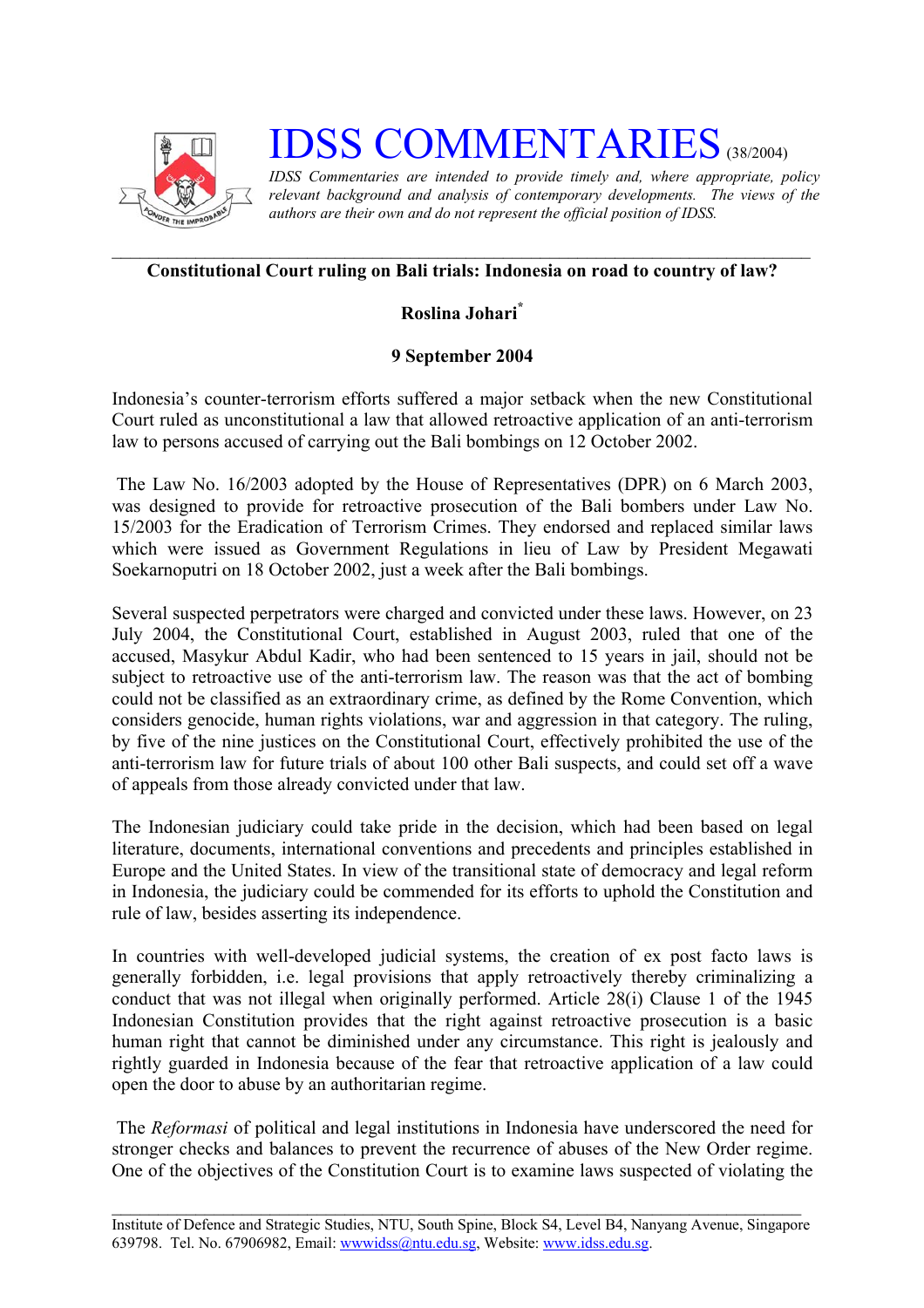# IDSS COMMENTARIES (38/2004)

*IDSS Commentaries are intended to provide timely and, where appropriate, policy relevant background and analysis of contemporary developments. The views of the authors are their own and do not represent the official position of IDSS.*

---

**Constitutional Court ruling on Bali trials: Indonesia on road to country of law?**

**Roslina Johari***

**9 September 2004**

Indonesia's counter-terrorism efforts suffered a major setback when the new Constitutional Court ruled as unconstitutional a law that allowed retroactive application of an anti-terrorism law to persons accused of carrying out the Bali bombings on 12 October 2002.

The Law No. 16/2003 adopted by the House of Representatives (DPR) on 6 March 2003, was designed to provide for retroactive prosecution of the Bali bombers under Law No. 15/2003 for the Eradication of Terrorism Crimes. They endorsed and replaced similar laws which were issued as Government Regulations in lieu of Law by President Megawati Soekarnoputri on 18 October 2002, just a week after the Bali bombings.

Several suspected perpetrators were charged and convicted under these laws. However, on 23 July 2004, the Constitutional Court, established in August 2003, ruled that one of the accused, Masykur Abdul Kadir, who had been sentenced to 15 years in jail, should not be subject to retroactive use of the anti-terrorism law. The reason was that the act of bombing could not be classified as an extraordinary crime, as defined by the Rome Convention, which considers genocide, human rights violations, war and aggression in that category. The ruling, by five of the nine justices on the Constitutional Court, effectively prohibited the use of the anti-terrorism law for future trials of about 100 other Bali suspects, and could set off a wave of appeals from those already convicted under that law.

The Indonesian judiciary could take pride in the decision, which had been based on legal literature, documents, international conventions and precedents and principles established in Europe and the United States. In view of the transitional state of democracy and legal reform in Indonesia, the judiciary could be commended for its efforts to uphold the Constitution and rule of law, besides asserting its independence.

In countries with well-developed judicial systems, the creation of ex post facto laws is generally forbidden, i.e. legal provisions that apply retroactively thereby criminalizing a conduct that was not illegal when originally performed. Article 28(i) Clause 1 of the 1945 Indonesian Constitution provides that the right against retroactive prosecution is a basic human right that cannot be diminished under any circumstance. This right is jealously and rightly guarded in Indonesia because of the fear that retroactive application of a law could open the door to abuse by an authoritarian regime.

The *Reformasi* of political and legal institutions in Indonesia have underscored the need for stronger checks and balances to prevent the recurrence of abuses of the New Order regime. One of the objectives of the Constitution Court is to examine laws suspected of violating the

---

Institute of Defence and Strategic Studies, NTU, South Spine, Block S4, Level B4, Nanyang Avenue, Singapore 639798. Tel. No. 67906982, Email: wwwidss@ntu.edu.sg, Website: www.idss.edu.sg.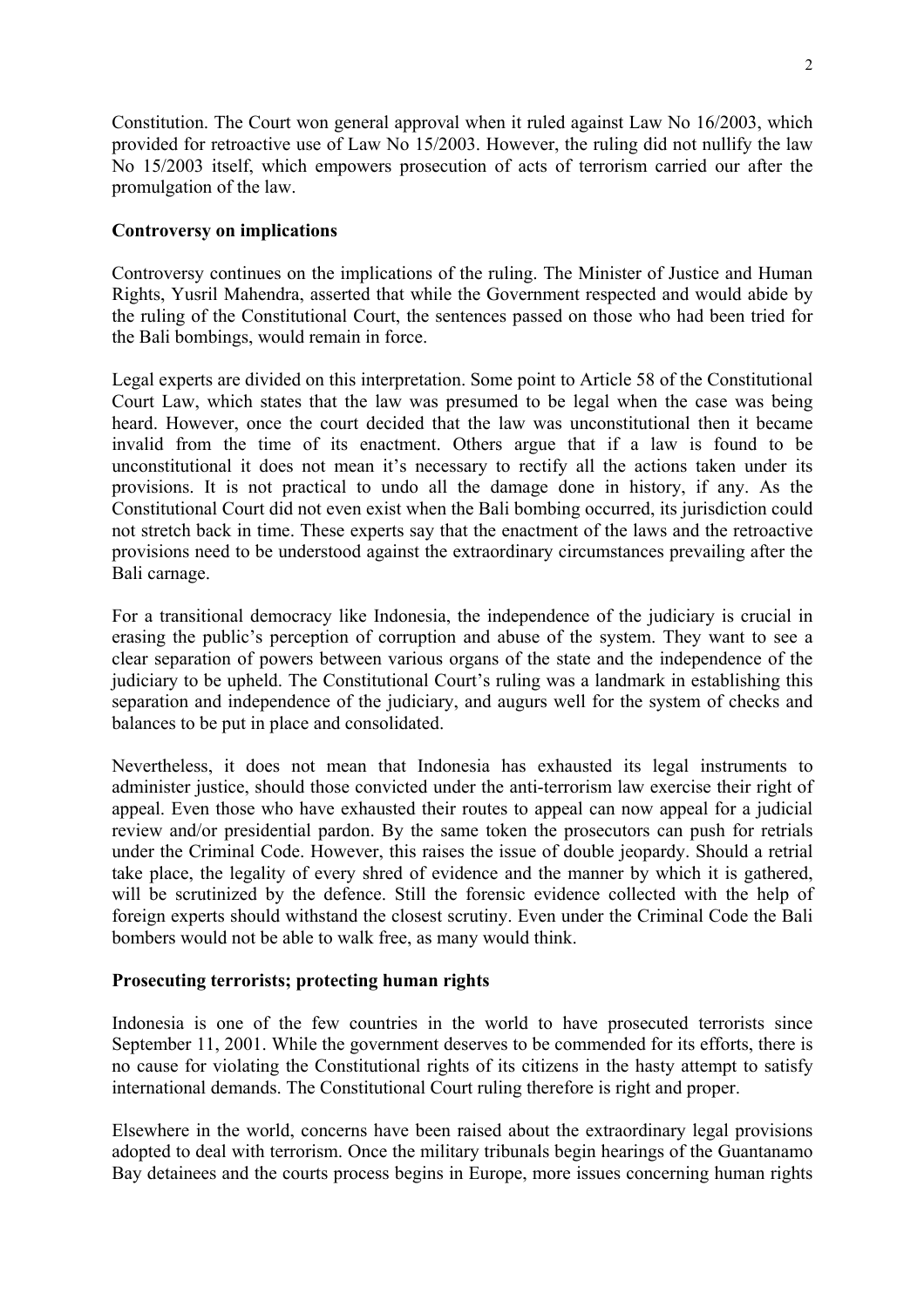Constitution. The Court won general approval when it ruled against Law No 16/2003, which provided for retroactive use of Law No 15/2003. However, the ruling did not nullify the law No 15/2003 itself, which empowers prosecution of acts of terrorism carried our after the promulgation of the law.

### Controversy on implications

Controversy continues on the implications of the ruling. The Minister of Justice and Human Rights, Yusril Mahendra, asserted that while the Government respected and would abide by the ruling of the Constitutional Court, the sentences passed on those who had been tried for the Bali bombings, would remain in force.

Legal experts are divided on this interpretation. Some point to Article 58 of the Constitutional Court Law, which states that the law was presumed to be legal when the case was being heard. However, once the court decided that the law was unconstitutional then it became invalid from the time of its enactment. Others argue that if a law is found to be unconstitutional it does not mean it's necessary to rectify all the actions taken under its provisions. It is not practical to undo all the damage done in history, if any. As the Constitutional Court did not even exist when the Bali bombing occurred, its jurisdiction could not stretch back in time. These experts say that the enactment of the laws and the retroactive provisions need to be understood against the extraordinary circumstances prevailing after the Bali carnage.

For a transitional democracy like Indonesia, the independence of the judiciary is crucial in erasing the public's perception of corruption and abuse of the system. They want to see a clear separation of powers between various organs of the state and the independence of the judiciary to be upheld. The Constitutional Court's ruling was a landmark in establishing this separation and independence of the judiciary, and augurs well for the system of checks and balances to be put in place and consolidated.

Nevertheless, it does not mean that Indonesia has exhausted its legal instruments to administer justice, should those convicted under the anti-terrorism law exercise their right of appeal. Even those who have exhausted their routes to appeal can now appeal for a judicial review and/or presidential pardon. By the same token the prosecutors can push for retrials under the Criminal Code. However, this raises the issue of double jeopardy. Should a retrial take place, the legality of every shred of evidence and the manner by which it is gathered, will be scrutinized by the defence. Still the forensic evidence collected with the help of foreign experts should withstand the closest scrutiny. Even under the Criminal Code the Bali bombers would not be able to walk free, as many would think.

### Prosecuting terrorists; protecting human rights

Indonesia is one of the few countries in the world to have prosecuted terrorists since September 11, 2001. While the government deserves to be commended for its efforts, there is no cause for violating the Constitutional rights of its citizens in the hasty attempt to satisfy international demands. The Constitutional Court ruling therefore is right and proper.

Elsewhere in the world, concerns have been raised about the extraordinary legal provisions adopted to deal with terrorism. Once the military tribunals begin hearings of the Guantanamo Bay detainees and the courts process begins in Europe, more issues concerning human rights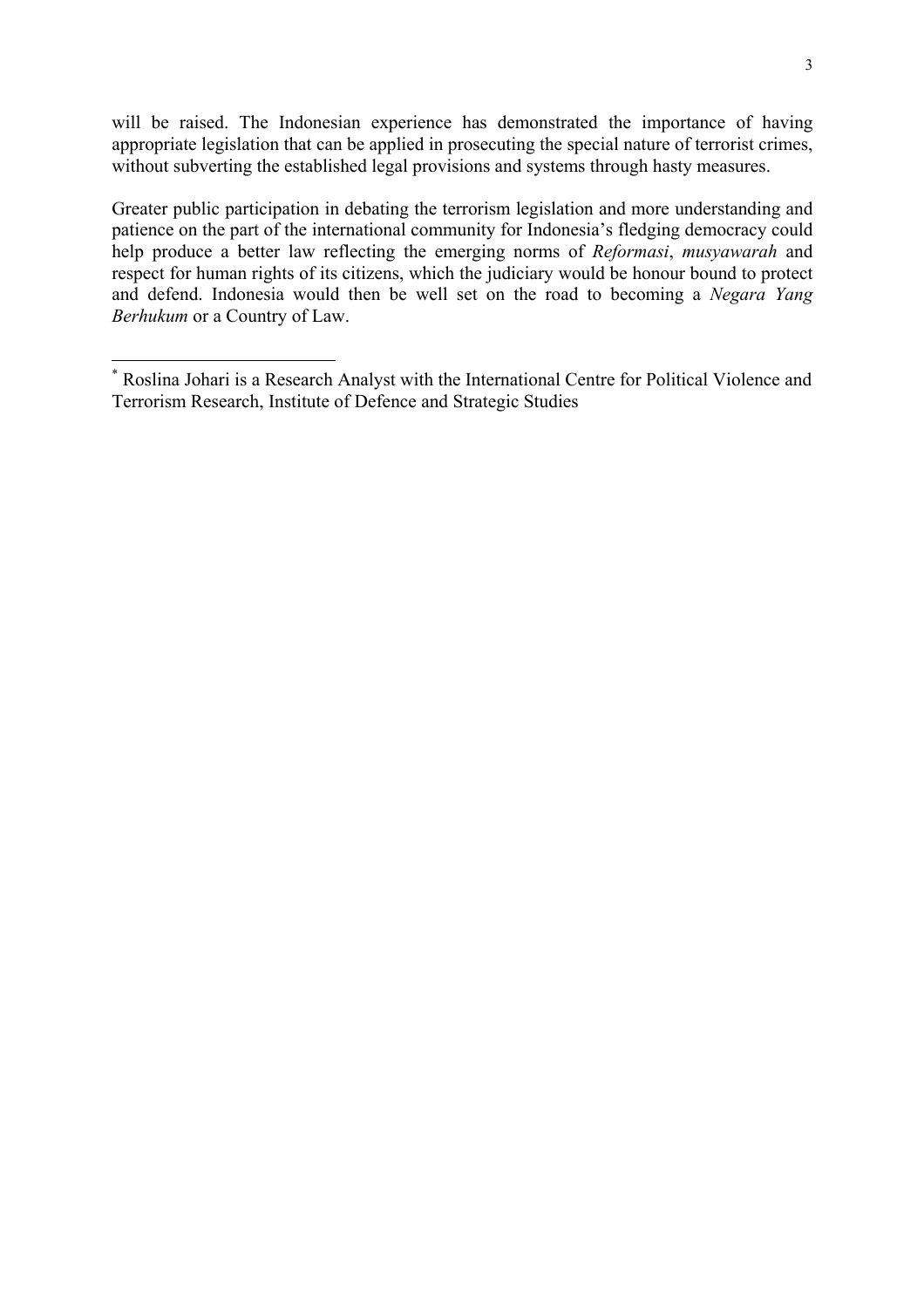will be raised. The Indonesian experience has demonstrated the importance of having appropriate legislation that can be applied in prosecuting the special nature of terrorist crimes, without subverting the established legal provisions and systems through hasty measures.

Greater public participation in debating the terrorism legislation and more understanding and patience on the part of the international community for Indonesia's fledging democracy could help produce a better law reflecting the emerging norms of *Reformasi*, *musyawarah* and respect for human rights of its citizens, which the judiciary would be honour bound to protect and defend. Indonesia would then be well set on the road to becoming a *Negara Yang Berhukum* or a Country of Law.

---

[*] Roslina Johari is a Research Analyst with the International Centre for Political Violence and Terrorism Research, Institute of Defence and Strategic Studies